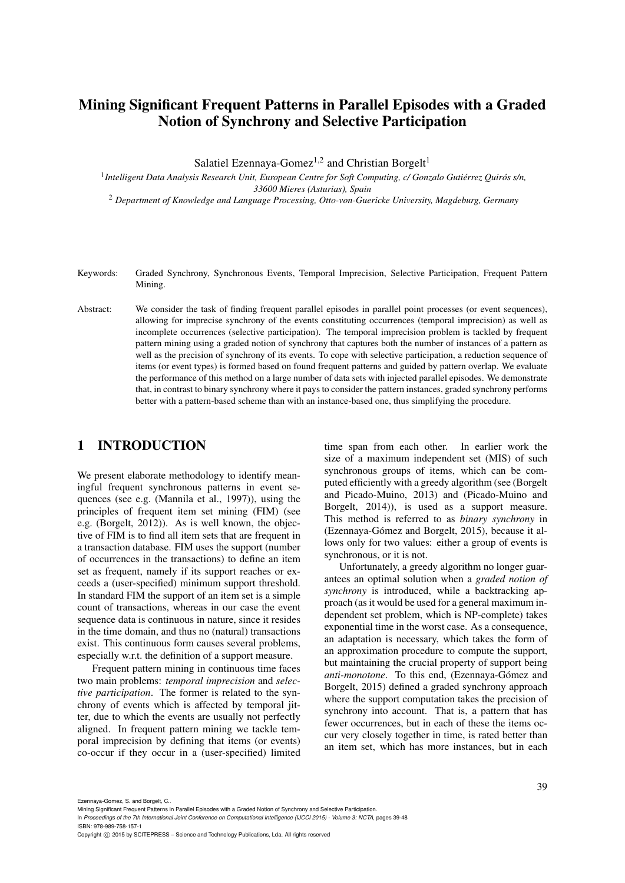# Mining Significant Frequent Patterns in Parallel Episodes with a Graded Notion of Synchrony and Selective Participation

Salatiel Ezennaya-Gomez[1,2] and Christian Borgelt[1]

[1] *Intelligent Data Analysis Research Unit, European Centre for Soft Computing, c/ Gonzalo Gutiérrez Quirós s/n, 33600 Mieres (Asturias), Spain*

[2] *Department of Knowledge and Language Processing, Otto-von-Guericke University, Magdeburg, Germany*

Keywords: Graded Synchrony, Synchronous Events, Temporal Imprecision, Selective Participation, Frequent Pattern Mining.

Abstract: We consider the task of finding frequent parallel episodes in parallel point processes (or event sequences), allowing for imprecise synchrony of the events constituting occurrences (temporal imprecision) as well as incomplete occurrences (selective participation). The temporal imprecision problem is tackled by frequent pattern mining using a graded notion of synchrony that captures both the number of instances of a pattern as well as the precision of synchrony of its events. To cope with selective participation, a reduction sequence of items (or event types) is formed based on found frequent patterns and guided by pattern overlap. We evaluate the performance of this method on a large number of data sets with injected parallel episodes. We demonstrate that, in contrast to binary synchrony where it pays to consider the pattern instances, graded synchrony performs better with a pattern-based scheme than with an instance-based one, thus simplifying the procedure.

## 1 INTRODUCTION

We present elaborate methodology to identify meaningful frequent synchronous patterns in event sequences (see e.g. (Mannila et al., 1997)), using the principles of frequent item set mining (FIM) (see e.g. (Borgelt, 2012)). As is well known, the objective of FIM is to find all item sets that are frequent in a transaction database. FIM uses the support (number of occurrences in the transactions) to define an item set as frequent, namely if its support reaches or exceeds a (user-specified) minimum support threshold. In standard FIM the support of an item set is a simple count of transactions, whereas in our case the event sequence data is continuous in nature, since it resides in the time domain, and thus no (natural) transactions exist. This continuous form causes several problems, especially w.r.t. the definition of a support measure.

Frequent pattern mining in continuous time faces two main problems: *temporal imprecision* and *selective participation*. The former is related to the synchrony of events which is affected by temporal jitter, due to which the events are usually not perfectly aligned. In frequent pattern mining we tackle temporal imprecision by defining that items (or events) co-occur if they occur in a (user-specified) limited time span from each other. In earlier work the size of a maximum independent set (MIS) of such synchronous groups of items, which can be computed efficiently with a greedy algorithm (see (Borgelt and Picado-Muino, 2013) and (Picado-Muino and Borgelt, 2014)), is used as a support measure. This method is referred to as *binary synchrony* in (Ezennaya-Gómez and Borgelt, 2015), because it allows only for two values: either a group of events is synchronous, or it is not.

Unfortunately, a greedy algorithm no longer guarantees an optimal solution when a *graded notion of synchrony* is introduced, while a backtracking approach (as it would be used for a general maximum independent set problem, which is NP-complete) takes exponential time in the worst case. As a consequence, an adaptation is necessary, which takes the form of an approximation procedure to compute the support, but maintaining the crucial property of support being *anti-monotone*. To this end, (Ezennaya-Gómez and Borgelt, 2015) defined a graded synchrony approach where the support computation takes the precision of synchrony into account. That is, a pattern that has fewer occurrences, but in each of these the items occur very closely together in time, is rated better than an item set, which has more instances, but in each

Ezennaya-Gomez, S. and Borgelt, C..
Mining Significant Frequent Patterns in Parallel Episodes with a Graded Notion of Synchrony and Selective Participation.
In *Proceedings of the 7th International Joint Conference on Computational Intelligence (IJCCI 2015) - Volume 3: NCTA*, pages 39-48
ISBN: 978-989-758-157-1
Copyright © 2015 by SCITEPRESS – Science and Technology Publications, Lda. All rights reserved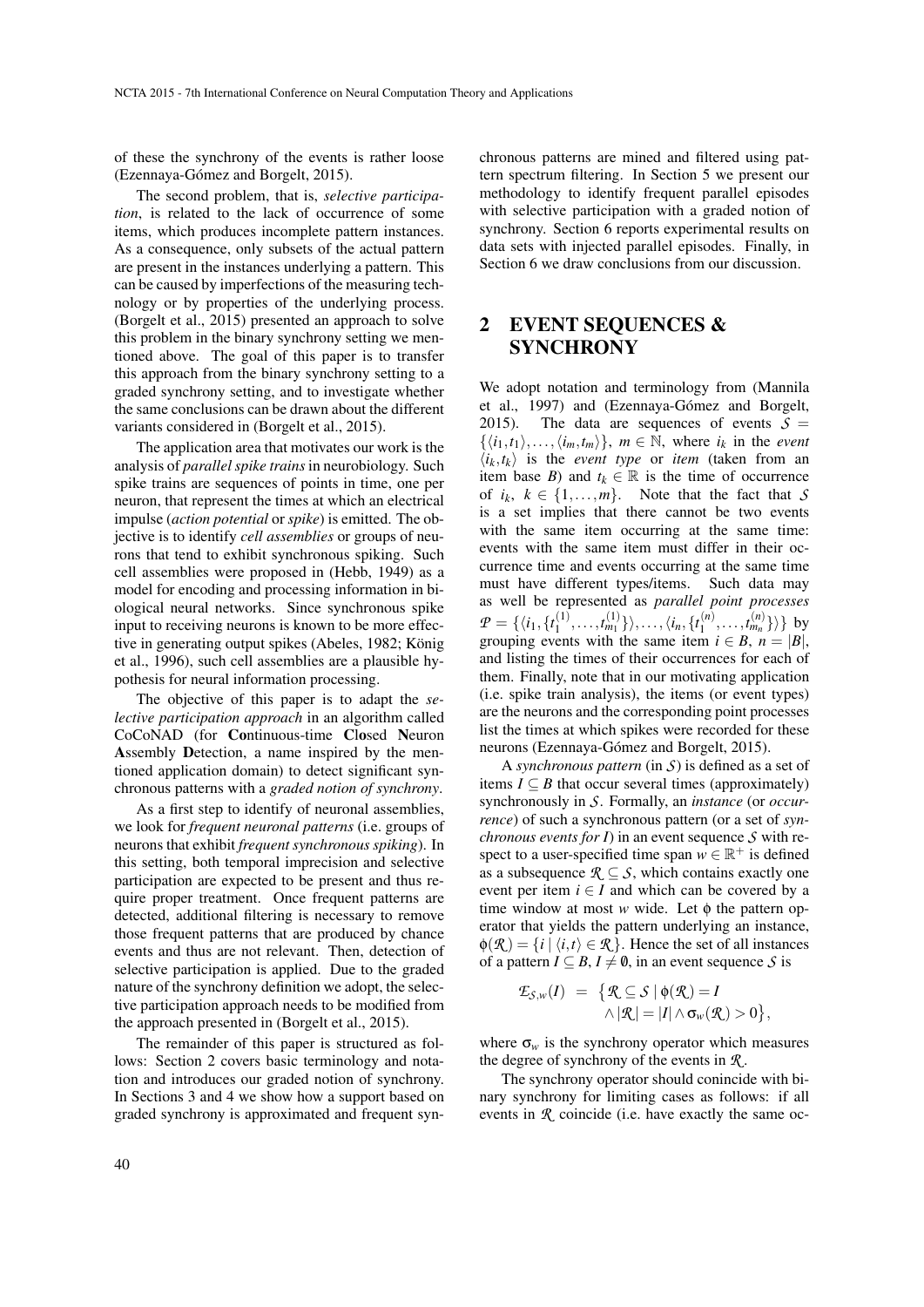of these the synchrony of the events is rather loose (Ezennaya-Gómez and Borgelt, 2015).

The second problem, that is, *selective participation*, is related to the lack of occurrence of some items, which produces incomplete pattern instances. As a consequence, only subsets of the actual pattern are present in the instances underlying a pattern. This can be caused by imperfections of the measuring technology or by properties of the underlying process. (Borgelt et al., 2015) presented an approach to solve this problem in the binary synchrony setting we mentioned above. The goal of this paper is to transfer this approach from the binary synchrony setting to a graded synchrony setting, and to investigate whether the same conclusions can be drawn about the different variants considered in (Borgelt et al., 2015).

The application area that motivates our work is the analysis of *parallel spike trains* in neurobiology. Such spike trains are sequences of points in time, one per neuron, that represent the times at which an electrical impulse (*action potential* or *spike*) is emitted. The objective is to identify *cell assemblies* or groups of neurons that tend to exhibit synchronous spiking. Such cell assemblies were proposed in (Hebb, 1949) as a model for encoding and processing information in biological neural networks. Since synchronous spike input to receiving neurons is known to be more effective in generating output spikes (Abeles, 1982; König et al., 1996), such cell assemblies are a plausible hypothesis for neural information processing.

The objective of this paper is to adapt the *selective participation approach* in an algorithm called CoCoNAD (for **Co**ntinuous-time **Clo**sed **N**euron **A**ssembly **D**etection, a name inspired by the mentioned application domain) to detect significant synchronous patterns with a *graded notion of synchrony*.

As a first step to identify of neuronal assemblies, we look for *frequent neuronal patterns* (i.e. groups of neurons that exhibit *frequent synchronous spiking*). In this setting, both temporal imprecision and selective participation are expected to be present and thus require proper treatment. Once frequent patterns are detected, additional filtering is necessary to remove those frequent patterns that are produced by chance events and thus are not relevant. Then, detection of selective participation is applied. Due to the graded nature of the synchrony definition we adopt, the selective participation approach needs to be modified from the approach presented in (Borgelt et al., 2015).

The remainder of this paper is structured as follows: Section 2 covers basic terminology and notation and introduces our graded notion of synchrony. In Sections 3 and 4 we show how a support based on graded synchrony is approximated and frequent synchronous patterns are mined and filtered using pattern spectrum filtering. In Section 5 we present our methodology to identify frequent parallel episodes with selective participation with a graded notion of synchrony. Section 6 reports experimental results on data sets with injected parallel episodes. Finally, in Section 6 we draw conclusions from our discussion.

## 2 EVENT SEQUENCES & SYNCHRONY

We adopt notation and terminology from (Mannila et al., 1997) and (Ezennaya-Gómez and Borgelt, 2015). The data are sequences of events $\mathcal{S} = \{\langle i_1, t_1 \rangle, \ldots, \langle i_m, t_m \rangle\}$, $m \in \mathbb{N}$, where $i_k$ in the *event* $\langle i_k, t_k \rangle$ is the *event type* or *item* (taken from an item base $B$) and $t_k \in \mathbb{R}$ is the time of occurrence of $i_k$, $k \in \{1, \ldots, m\}$. Note that the fact that $\mathcal{S}$ is a set implies that there cannot be two events with the same item occurring at the same time: events with the same item must differ in their occurrence time and events occurring at the same time must have different types/items. Such data may as well be represented as *parallel point processes* $\mathcal{P} = \{\langle i_1, \{t_1^{(1)}, \ldots, t_{m_1}^{(1)}\}\rangle, \ldots, \langle i_n, \{t_1^{(n)}, \ldots, t_{m_n}^{(n)}\}\rangle\}$ by grouping events with the same item $i \in B$, $n = |B|$, and listing the times of their occurrences for each of them. Finally, note that in our motivating application (i.e. spike train analysis), the items (or event types) are the neurons and the corresponding point processes list the times at which spikes were recorded for these neurons (Ezennaya-Gómez and Borgelt, 2015).

A *synchronous pattern* (in $\mathcal{S}$) is defined as a set of items $I \subseteq B$ that occur several times (approximately) synchronously in $\mathcal{S}$. Formally, an *instance* (or *occurrence*) of such a synchronous pattern (or a set of *synchronous events for $I$*) in an event sequence $\mathcal{S}$ with respect to a user-specified time span $w \in \mathbb{R}^+$ is defined as a subsequence $\mathcal{R} \subseteq \mathcal{S}$, which contains exactly one event per item $i \in I$ and which can be covered by a time window at most $w$ wide. Let $\phi$ the pattern operator that yields the pattern underlying an instance, $\phi(\mathcal{R}) = \{i \mid \langle i, t \rangle \in \mathcal{R}\}$. Hence the set of all instances of a pattern $I \subseteq B$, $I \neq \emptyset$, in an event sequence $\mathcal{S}$ is

$$\mathcal{E}_{\mathcal{S},w}(I) = \big\{\mathcal{R} \subseteq \mathcal{S} \mid \phi(\mathcal{R}) = I \wedge |\mathcal{R}| = |I| \wedge \sigma_w(\mathcal{R}) > 0\big\},$$

where $\sigma_w$ is the synchrony operator which measures the degree of synchrony of the events in $\mathcal{R}$.

The synchrony operator should coincide with binary synchrony for limiting cases as follows: if all events in $\mathcal{R}$ coincide (i.e. have exactly the same oc-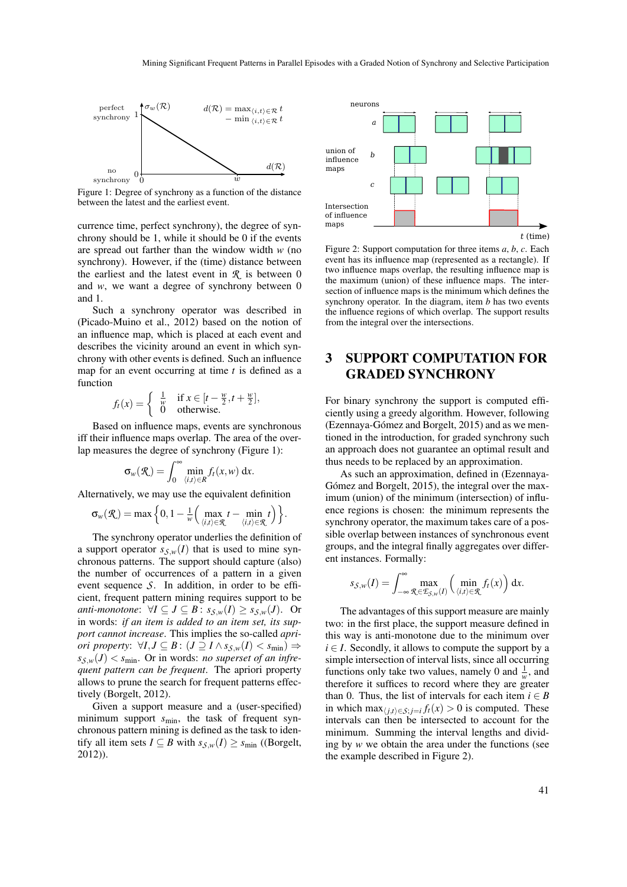Figure 1: Degree of synchrony as a function of the distance between the latest and the earliest event.

currence time, perfect synchrony), the degree of synchrony should be 1, while it should be 0 if the events are spread out farther than the window width $w$ (no synchrony). However, if the (time) distance between the earliest and the latest event in $\mathcal{R}$ is between 0 and $w$, we want a degree of synchrony between 0 and 1.

Such a synchrony operator was described in (Picado-Muino et al., 2012) based on the notion of an influence map, which is placed at each event and describes the vicinity around an event in which synchrony with other events is defined. Such an influence map for an event occurring at time $t$ is defined as a function

$$f_t(x) = \begin{cases} \frac{1}{w} & \text{if } x \in [t - \frac{w}{2}, t + \frac{w}{2}], \\ 0 & \text{otherwise.} \end{cases}$$

Based on influence maps, events are synchronous iff their influence maps overlap. The area of the overlap measures the degree of synchrony (Figure 1):

$$\sigma_w(\mathcal{R}) = \int_0^\infty \min_{\langle i,t \rangle \in R} f_t(x, w) \, \mathrm{d}x.$$

Alternatively, we may use the equivalent definition

$$\sigma_w(\mathcal{R}) = \max\left\{0, 1 - \frac{1}{w}\left(\max_{\langle i,t \rangle \in \mathcal{R}} t - \min_{\langle i,t \rangle \in \mathcal{R}} t\right)\right\}.$$

The synchrony operator underlies the definition of a support operator $s_{\mathcal{S},w}(I)$ that is used to mine synchronous patterns. The support should capture (also) the number of occurrences of a pattern in a given event sequence $\mathcal{S}$. In addition, in order to be efficient, frequent pattern mining requires support to be *anti-monotone*: $\forall I \subseteq J \subseteq B: s_{\mathcal{S},w}(I) \geq s_{\mathcal{S},w}(J)$. Or in words: *if an item is added to an item set, its support cannot increase*. This implies the so-called *apriori property*: $\forall I, J \subseteq B: (J \supseteq I \wedge s_{\mathcal{S},w}(I) < s_{\min}) \Rightarrow s_{\mathcal{S},w}(J) < s_{\min}$. Or in words: *no superset of an infrequent pattern can be frequent*. The apriori property allows to prune the search for frequent patterns effectively (Borgelt, 2012).

Given a support measure and a (user-specified) minimum support $s_{\min}$, the task of frequent synchronous pattern mining is defined as the task to identify all item sets $I \subseteq B$ with $s_{\mathcal{S},w}(I) \geq s_{\min}$ ((Borgelt, 2012)).

Figure 2: Support computation for three items $a$, $b$, $c$. Each event has its influence map (represented as a rectangle). If two influence maps overlap, the resulting influence map is the maximum (union) of these influence maps. The intersection of influence maps is the minimum which defines the synchrony operator. In the diagram, item $b$ has two events the influence regions of which overlap. The support results from the integral over the intersections.

## 3 SUPPORT COMPUTATION FOR GRADED SYNCHRONY

For binary synchrony the support is computed efficiently using a greedy algorithm. However, following (Ezennaya-Gómez and Borgelt, 2015) and as we mentioned in the introduction, for graded synchrony such an approach does not guarantee an optimal result and thus needs to be replaced by an approximation.

As such an approximation, defined in (Ezennaya-Gómez and Borgelt, 2015), the integral over the maximum (union) of the minimum (intersection) of influence regions is chosen: the minimum represents the synchrony operator, the maximum takes care of a possible overlap between instances of synchronous event groups, and the integral finally aggregates over different instances. Formally:

$$s_{\mathcal{S},w}(I) = \int_{-\infty}^{\infty} \max_{\mathcal{R} \in \mathcal{E}_{\mathcal{S},w}(I)} \left(\min_{\langle i,t \rangle \in \mathcal{R}} f_t(x)\right) \mathrm{d}x.$$

The advantages of this support measure are mainly two: in the first place, the support measure defined in this way is anti-monotone due to the minimum over $i \in I$. Secondly, it allows to compute the support by a simple intersection of interval lists, since all occurring functions only take two values, namely 0 and $\frac{1}{w}$, and therefore it suffices to record where they are greater than 0. Thus, the list of intervals for each item $i \in B$ in which $\max_{\langle j,t \rangle \in \mathcal{S}; j=i} f_t(x) > 0$ is computed. These intervals can then be intersected to account for the minimum. Summing the interval lengths and dividing by $w$ we obtain the area under the functions (see the example described in Figure 2).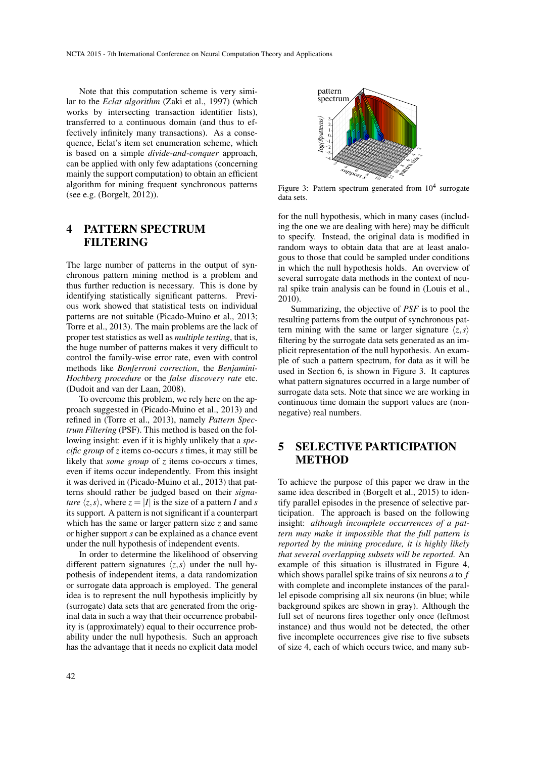Note that this computation scheme is very similar to the *Eclat algorithm* (Zaki et al., 1997) (which works by intersecting transaction identifier lists), transferred to a continuous domain (and thus to effectively infinitely many transactions). As a consequence, Eclat's item set enumeration scheme, which is based on a simple *divide-and-conquer* approach, can be applied with only few adaptations (concerning mainly the support computation) to obtain an efficient algorithm for mining frequent synchronous patterns (see e.g. (Borgelt, 2012)).

## 4 PATTERN SPECTRUM FILTERING

The large number of patterns in the output of synchronous pattern mining method is a problem and thus further reduction is necessary. This is done by identifying statistically significant patterns. Previous work showed that statistical tests on individual patterns are not suitable (Picado-Muino et al., 2013; Torre et al., 2013). The main problems are the lack of proper test statistics as well as *multiple testing*, that is, the huge number of patterns makes it very difficult to control the family-wise error rate, even with control methods like *Bonferroni correction*, the *Benjamini-Hochberg procedure* or the *false discovery rate* etc. (Dudoit and van der Laan, 2008).

To overcome this problem, we rely here on the approach suggested in (Picado-Muino et al., 2013) and refined in (Torre et al., 2013), namely *Pattern Spectrum Filtering* (PSF). This method is based on the following insight: even if it is highly unlikely that a *specific group* of $z$ items co-occurs $s$ times, it may still be likely that *some group* of $z$ items co-occurs $s$ times, even if items occur independently. From this insight it was derived in (Picado-Muino et al., 2013) that patterns should rather be judged based on their *signature* $\langle z, s \rangle$, where $z = |I|$ is the size of a pattern $I$ and $s$ its support. A pattern is not significant if a counterpart which has the same or larger pattern size $z$ and same or higher support $s$ can be explained as a chance event under the null hypothesis of independent events.

In order to determine the likelihood of observing different pattern signatures $\langle z, s \rangle$ under the null hypothesis of independent items, a data randomization or surrogate data approach is employed. The general idea is to represent the null hypothesis implicitly by (surrogate) data sets that are generated from the original data in such a way that their occurrence probability is (approximately) equal to their occurrence probability under the null hypothesis. Such an approach has the advantage that it needs no explicit data model for the null hypothesis, which in many cases (including the one we are dealing with here) may be difficult to specify. Instead, the original data is modified in random ways to obtain data that are at least analogous to those that could be sampled under conditions in which the null hypothesis holds. An overview of several surrogate data methods in the context of neural spike train analysis can be found in (Louis et al., 2010).

Figure 3: Pattern spectrum generated from $10^4$ surrogate data sets.

Summarizing, the objective of *PSF* is to pool the resulting patterns from the output of synchronous pattern mining with the same or larger signature $\langle z, s \rangle$ filtering by the surrogate data sets generated as an implicit representation of the null hypothesis. An example of such a pattern spectrum, for data as it will be used in Section 6, is shown in Figure 3. It captures what pattern signatures occurred in a large number of surrogate data sets. Note that since we are working in continuous time domain the support values are (non-negative) real numbers.

## 5 SELECTIVE PARTICIPATION METHOD

To achieve the purpose of this paper we draw in the same idea described in (Borgelt et al., 2015) to identify parallel episodes in the presence of selective participation. The approach is based on the following insight: *although incomplete occurrences of a pattern may make it impossible that the full pattern is reported by the mining procedure, it is highly likely that several overlapping subsets will be reported.* An example of this situation is illustrated in Figure 4, which shows parallel spike trains of six neurons $a$ to $f$ with complete and incomplete instances of the parallel episode comprising all six neurons (in blue; while background spikes are shown in gray). Although the full set of neurons fires together only once (leftmost instance) and thus would not be detected, the other five incomplete occurrences give rise to five subsets of size 4, each of which occurs twice, and many sub-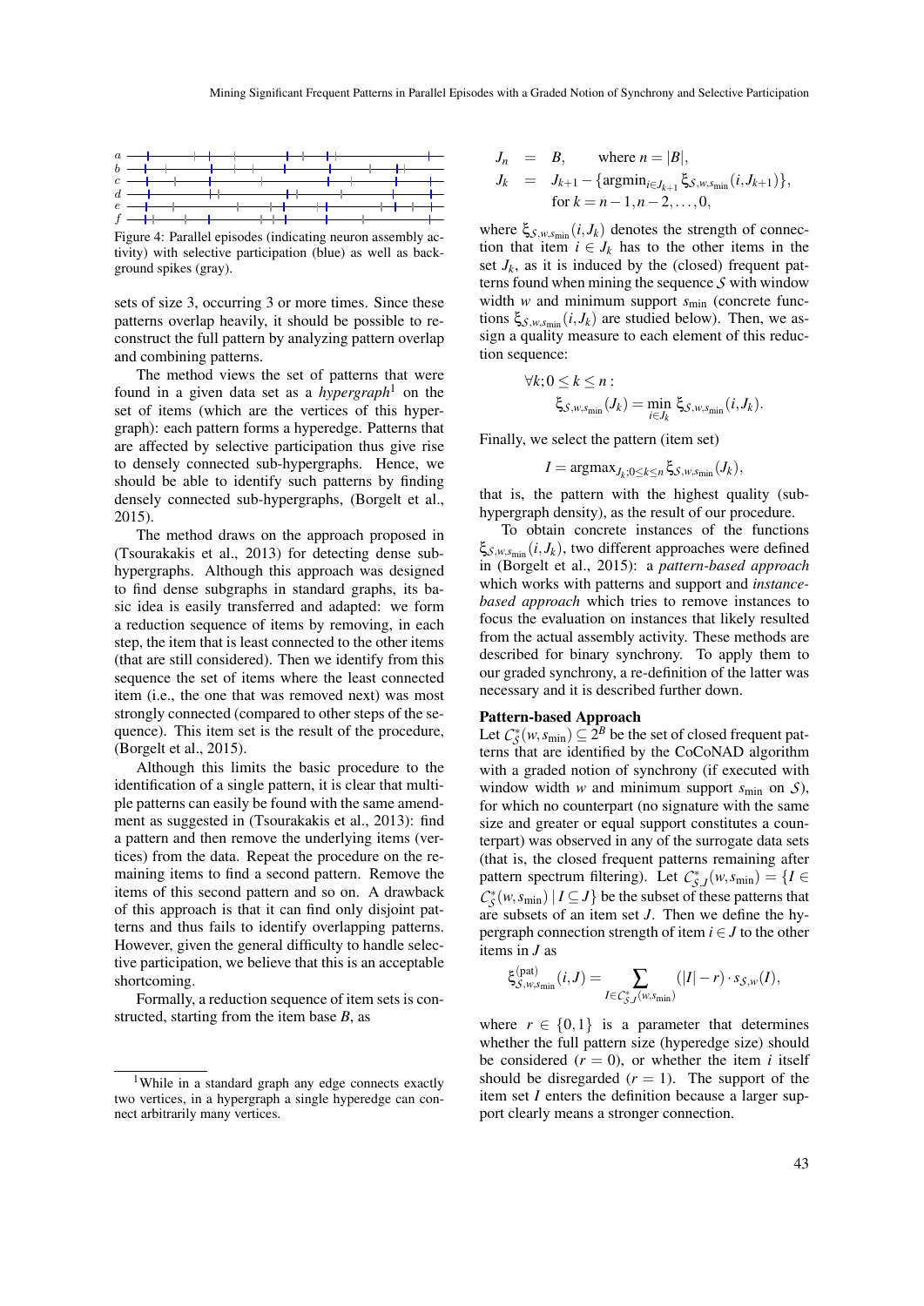Figure 4: Parallel episodes (indicating neuron assembly activity) with selective participation (blue) as well as background spikes (gray).

sets of size 3, occurring 3 or more times. Since these patterns overlap heavily, it should be possible to reconstruct the full pattern by analyzing pattern overlap and combining patterns.

The method views the set of patterns that were found in a given data set as a *hypergraph*[1] on the set of items (which are the vertices of this hypergraph): each pattern forms a hyperedge. Patterns that are affected by selective participation thus give rise to densely connected sub-hypergraphs. Hence, we should be able to identify such patterns by finding densely connected sub-hypergraphs, (Borgelt et al., 2015).

The method draws on the approach proposed in (Tsourakakis et al., 2013) for detecting dense subhypergraphs. Although this approach was designed to find dense subgraphs in standard graphs, its basic idea is easily transferred and adapted: we form a reduction sequence of items by removing, in each step, the item that is least connected to the other items (that are still considered). Then we identify from this sequence the set of items where the least connected item (i.e., the one that was removed next) was most strongly connected (compared to other steps of the sequence). This item set is the result of the procedure, (Borgelt et al., 2015).

Although this limits the basic procedure to the identification of a single pattern, it is clear that multiple patterns can easily be found with the same amendment as suggested in (Tsourakakis et al., 2013): find a pattern and then remove the underlying items (vertices) from the data. Repeat the procedure on the remaining items to find a second pattern. Remove the items of this second pattern and so on. A drawback of this approach is that it can find only disjoint patterns and thus fails to identify overlapping patterns. However, given the general difficulty to handle selective participation, we believe that this is an acceptable shortcoming.

Formally, a reduction sequence of item sets is constructed, starting from the item base $B$, as

$$
\begin{aligned}
J_n &= B, \qquad \text{where } n = |B|, \\
J_k &= J_{k+1} - \{\operatorname{argmin}_{i \in J_{k+1}} \xi_{\mathcal{S},w,s_{\min}}(i, J_{k+1})\}, \\
&\quad \text{for } k = n-1, n-2, \ldots, 0,
\end{aligned}
$$

where $\xi_{\mathcal{S},w,s_{\min}}(i, J_k)$ denotes the strength of connection that item $i \in J_k$ has to the other items in the set $J_k$, as it is induced by the (closed) frequent patterns found when mining the sequence $\mathcal{S}$ with window width $w$ and minimum support $s_{\min}$ (concrete functions $\xi_{\mathcal{S},w,s_{\min}}(i, J_k)$ are studied below). Then, we assign a quality measure to each element of this reduction sequence:

$$
\forall k; 0 \le k \le n: \quad \xi_{\mathcal{S},w,s_{\min}}(J_k) = \min_{i \in J_k} \xi_{\mathcal{S},w,s_{\min}}(i, J_k).
$$

Finally, we select the pattern (item set)

$$
I = \operatorname{argmax}_{J_k; 0 \le k \le n} \xi_{\mathcal{S},w,s_{\min}}(J_k),
$$

that is, the pattern with the highest quality (sub-hypergraph density), as the result of our procedure.

To obtain concrete instances of the functions $\xi_{\mathcal{S},w,s_{\min}}(i, J_k)$, two different approaches were defined in (Borgelt et al., 2015): a *pattern-based approach* which works with patterns and support and *instance-based approach* which tries to remove instances to focus the evaluation on instances that likely resulted from the actual assembly activity. These methods are described for binary synchrony. To apply them to our graded synchrony, a re-definition of the latter was necessary and it is described further down.

**Pattern-based Approach**

Let $\mathcal{C}^*_{\mathcal{S}}(w, s_{\min}) \subseteq 2^B$ be the set of closed frequent patterns that are identified by the CoCoNAD algorithm with a graded notion of synchrony (if executed with window width $w$ and minimum support $s_{\min}$ on $\mathcal{S}$), for which no counterpart (no signature with the same size and greater or equal support constitutes a counterpart) was observed in any of the surrogate data sets (that is, the closed frequent patterns remaining after pattern spectrum filtering). Let $\mathcal{C}^*_{\mathcal{S},J}(w, s_{\min}) = \{I \in \mathcal{C}^*_{\mathcal{S}}(w, s_{\min}) \mid I \subseteq J\}$ be the subset of these patterns that are subsets of an item set $J$. Then we define the hypergraph connection strength of item $i \in J$ to the other items in $J$ as

$$
\xi^{(\text{pat})}_{\mathcal{S},w,s_{\min}}(i, J) = \sum_{I \in \mathcal{C}^*_{\mathcal{S},J}(w,s_{\min})} (|I| - r) \cdot s_{\mathcal{S},w}(I),
$$

where $r \in \{0, 1\}$ is a parameter that determines whether the full pattern size (hyperedge size) should be considered ($r = 0$), or whether the item $i$ itself should be disregarded ($r = 1$). The support of the item set $I$ enters the definition because a larger support clearly means a stronger connection.

[1] While in a standard graph any edge connects exactly two vertices, in a hypergraph a single hyperedge can connect arbitrarily many vertices.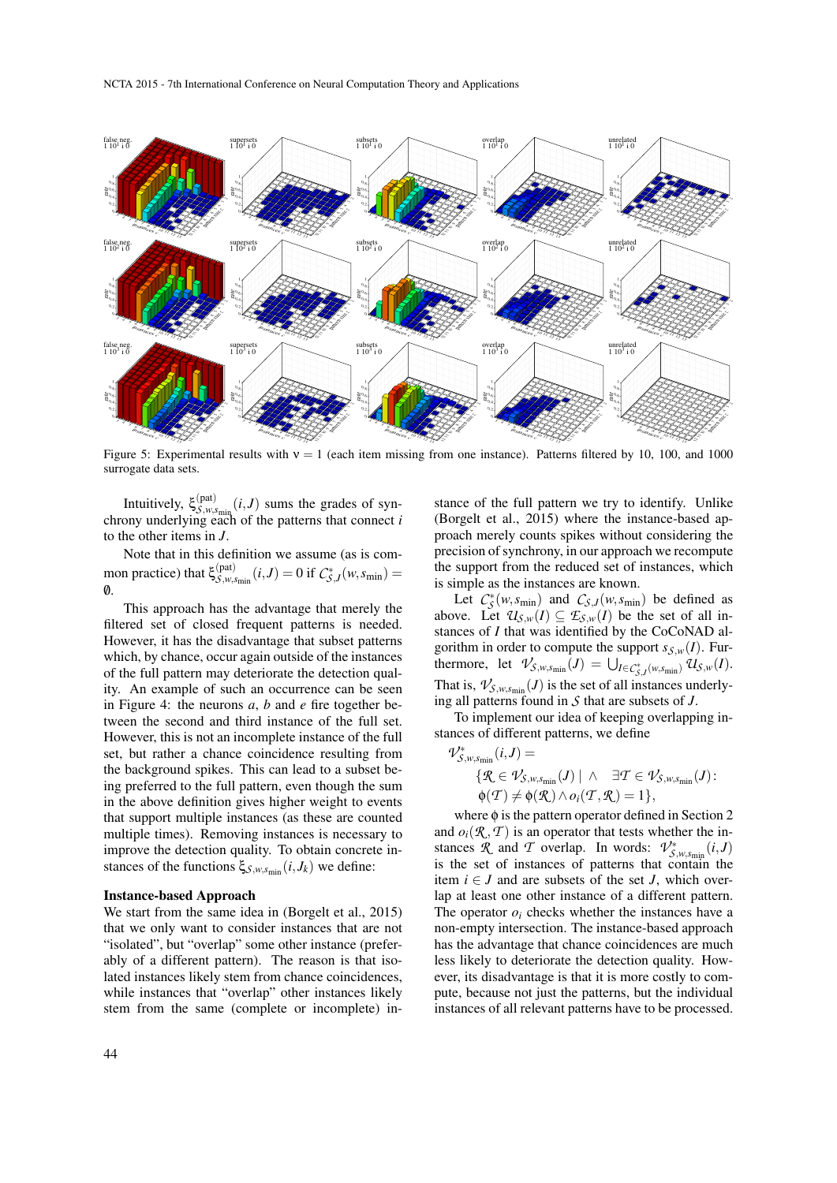Figure 5: Experimental results with $\nu = 1$ (each item missing from one instance). Patterns filtered by 10, 100, and 1000 surrogate data sets.

Intuitively, $\xi^{(\text{pat})}_{\mathcal{S},w,s_{\min}}(i,J)$ sums the grades of synchrony underlying each of the patterns that connect $i$ to the other items in $J$.

Note that in this definition we assume (as is common practice) that $\xi^{(\text{pat})}_{\mathcal{S},w,s_{\min}}(i,J) = 0$ if $\mathcal{C}^*_{\mathcal{S},J}(w,s_{\min}) = \emptyset$.

This approach has the advantage that merely the filtered set of closed frequent patterns is needed. However, it has the disadvantage that subset patterns which, by chance, occur again outside of the instances of the full pattern may deteriorate the detection quality. An example of such an occurrence can be seen in Figure 4: the neurons $a$, $b$ and $e$ fire together between the second and third instance of the full set. However, this is not an incomplete instance of the full set, but rather a chance coincidence resulting from the background spikes. This can lead to a subset being preferred to the full pattern, even though the sum in the above definition gives higher weight to events that support multiple instances (as these are counted multiple times). Removing instances is necessary to improve the detection quality. To obtain concrete instances of the functions $\xi_{\mathcal{S},w,s_{\min}}(i,J_k)$ we define:

**Instance-based Approach**

We start from the same idea in (Borgelt et al., 2015) that we only want to consider instances that are not "isolated", but "overlap" some other instance (preferably of a different pattern). The reason is that isolated instances likely stem from chance coincidences, while instances that "overlap" other instances likely stem from the same (complete or incomplete) instance of the full pattern we try to identify. Unlike (Borgelt et al., 2015) where the instance-based approach merely counts spikes without considering the precision of synchrony, in our approach we recompute the support from the reduced set of instances, which is simple as the instances are known.

Let $\mathcal{C}^*_{\mathcal{S}}(w,s_{\min})$ and $\mathcal{C}_{\mathcal{S},J}(w,s_{\min})$ be defined as above. Let $\mathcal{U}_{\mathcal{S},w}(I) \subseteq \mathcal{E}_{\mathcal{S},w}(I)$ be the set of all instances of $I$ that was identified by the CoCoNAD algorithm in order to compute the support $s_{\mathcal{S},w}(I)$. Furthermore, let $\mathcal{V}_{\mathcal{S},w,s_{\min}}(J) = \bigcup_{I \in \mathcal{C}^*_{\mathcal{S},J}(w,s_{\min})} \mathcal{U}_{\mathcal{S},w}(I)$. That is, $\mathcal{V}_{\mathcal{S},w,s_{\min}}(J)$ is the set of all instances underlying all patterns found in $\mathcal{S}$ that are subsets of $J$.

To implement our idea of keeping overlapping instances of different patterns, we define

$$\mathcal{V}^*_{\mathcal{S},w,s_{\min}}(i,J) = \{\mathcal{R} \in \mathcal{V}_{\mathcal{S},w,s_{\min}}(J) \mid \wedge \quad \exists \mathcal{T} \in \mathcal{V}_{\mathcal{S},w,s_{\min}}(J): \phi(\mathcal{T}) \neq \phi(\mathcal{R}) \wedge o_i(\mathcal{T},\mathcal{R}) = 1\},$$

where $\phi$ is the pattern operator defined in Section 2 and $o_i(\mathcal{R},\mathcal{T})$ is an operator that tests whether the instances $\mathcal{R}$ and $\mathcal{T}$ overlap. In words: $\mathcal{V}^*_{\mathcal{S},w,s_{\min}}(i,J)$ is the set of instances of patterns that contain the item $i \in J$ and are subsets of the set $J$, which overlap at least one other instance of a different pattern. The operator $o_i$ checks whether the instances have a non-empty intersection. The instance-based approach has the advantage that chance coincidences are much less likely to deteriorate the detection quality. However, its disadvantage is that it is more costly to compute, because not just the patterns, but the individual instances of all relevant patterns have to be processed.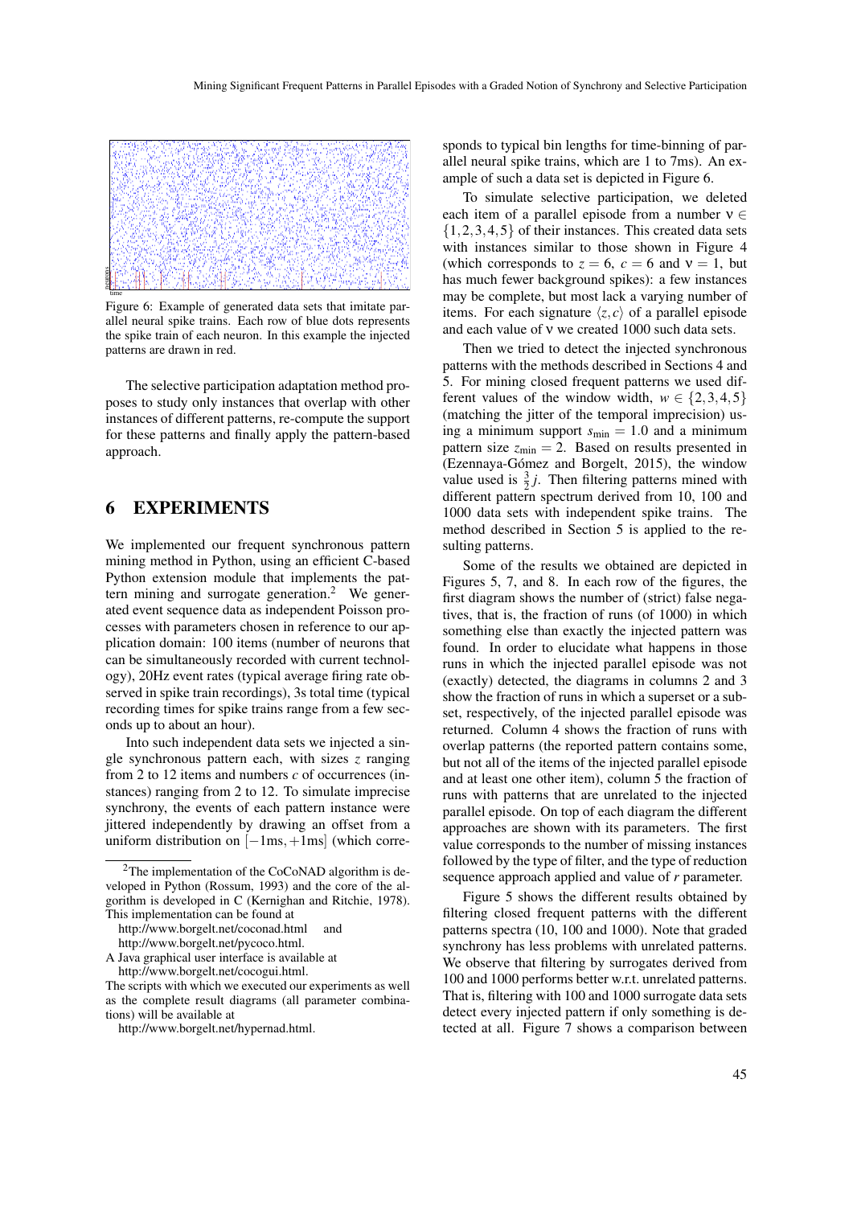Figure 6: Example of generated data sets that imitate parallel neural spike trains. Each row of blue dots represents the spike train of each neuron. In this example the injected patterns are drawn in red.

The selective participation adaptation method proposes to study only instances that overlap with other instances of different patterns, re-compute the support for these patterns and finally apply the pattern-based approach.

## 6 EXPERIMENTS

We implemented our frequent synchronous pattern mining method in Python, using an efficient C-based Python extension module that implements the pattern mining and surrogate generation.[2] We generated event sequence data as independent Poisson processes with parameters chosen in reference to our application domain: 100 items (number of neurons that can be simultaneously recorded with current technology), 20Hz event rates (typical average firing rate observed in spike train recordings), 3s total time (typical recording times for spike trains range from a few seconds up to about an hour).

Into such independent data sets we injected a single synchronous pattern each, with sizes $z$ ranging from 2 to 12 items and numbers $c$ of occurrences (instances) ranging from 2 to 12. To simulate imprecise synchrony, the events of each pattern instance were jittered independently by drawing an offset from a uniform distribution on $[-1\text{ms}, +1\text{ms}]$ (which corresponds to typical bin lengths for time-binning of parallel neural spike trains, which are 1 to 7ms). An example of such a data set is depicted in Figure 6.

To simulate selective participation, we deleted each item of a parallel episode from a number $\nu \in \{1,2,3,4,5\}$ of their instances. This created data sets with instances similar to those shown in Figure 4 (which corresponds to $z = 6$, $c = 6$ and $\nu = 1$, but has much fewer background spikes): a few instances may be complete, but most lack a varying number of items. For each signature $\langle z, c \rangle$ of a parallel episode and each value of $\nu$ we created 1000 such data sets.

Then we tried to detect the injected synchronous patterns with the methods described in Sections 4 and 5. For mining closed frequent patterns we used different values of the window width, $w \in \{2,3,4,5\}$ (matching the jitter of the temporal imprecision) using a minimum support $s_{\min} = 1.0$ and a minimum pattern size $z_{\min} = 2$. Based on results presented in (Ezennaya-Gómez and Borgelt, 2015), the window value used is $\frac{3}{2}j$. Then filtering patterns mined with different pattern spectrum derived from 10, 100 and 1000 data sets with independent spike trains. The method described in Section 5 is applied to the resulting patterns.

Some of the results we obtained are depicted in Figures 5, 7, and 8. In each row of the figures, the first diagram shows the number of (strict) false negatives, that is, the fraction of runs (of 1000) in which something else than exactly the injected pattern was found. In order to elucidate what happens in those runs in which the injected parallel episode was not (exactly) detected, the diagrams in columns 2 and 3 show the fraction of runs in which a superset or a subset, respectively, of the injected parallel episode was returned. Column 4 shows the fraction of runs with overlap patterns (the reported pattern contains some, but not all of the items of the injected parallel episode and at least one other item), column 5 the fraction of runs with patterns that are unrelated to the injected parallel episode. On top of each diagram the different approaches are shown with its parameters. The first value corresponds to the number of missing instances followed by the type of filter, and the type of reduction sequence approach applied and value of $r$ parameter.

Figure 5 shows the different results obtained by filtering closed frequent patterns with the different patterns spectra (10, 100 and 1000). Note that graded synchrony has less problems with unrelated patterns. We observe that filtering by surrogates derived from 100 and 1000 performs better w.r.t. unrelated patterns. That is, filtering with 100 and 1000 surrogate data sets detect every injected pattern if only something is detected at all. Figure 7 shows a comparison between

[2] The implementation of the CoCoNAD algorithm is developed in Python (Rossum, 1993) and the core of the algorithm is developed in C (Kernighan and Ritchie, 1978). This implementation can be found at
http://www.borgelt.net/coconad.html and
http://www.borgelt.net/pycoco.html.
A Java graphical user interface is available at
http://www.borgelt.net/cocogui.html.
The scripts with which we executed our experiments as well as the complete result diagrams (all parameter combinations) will be available at
http://www.borgelt.net/hypernad.html.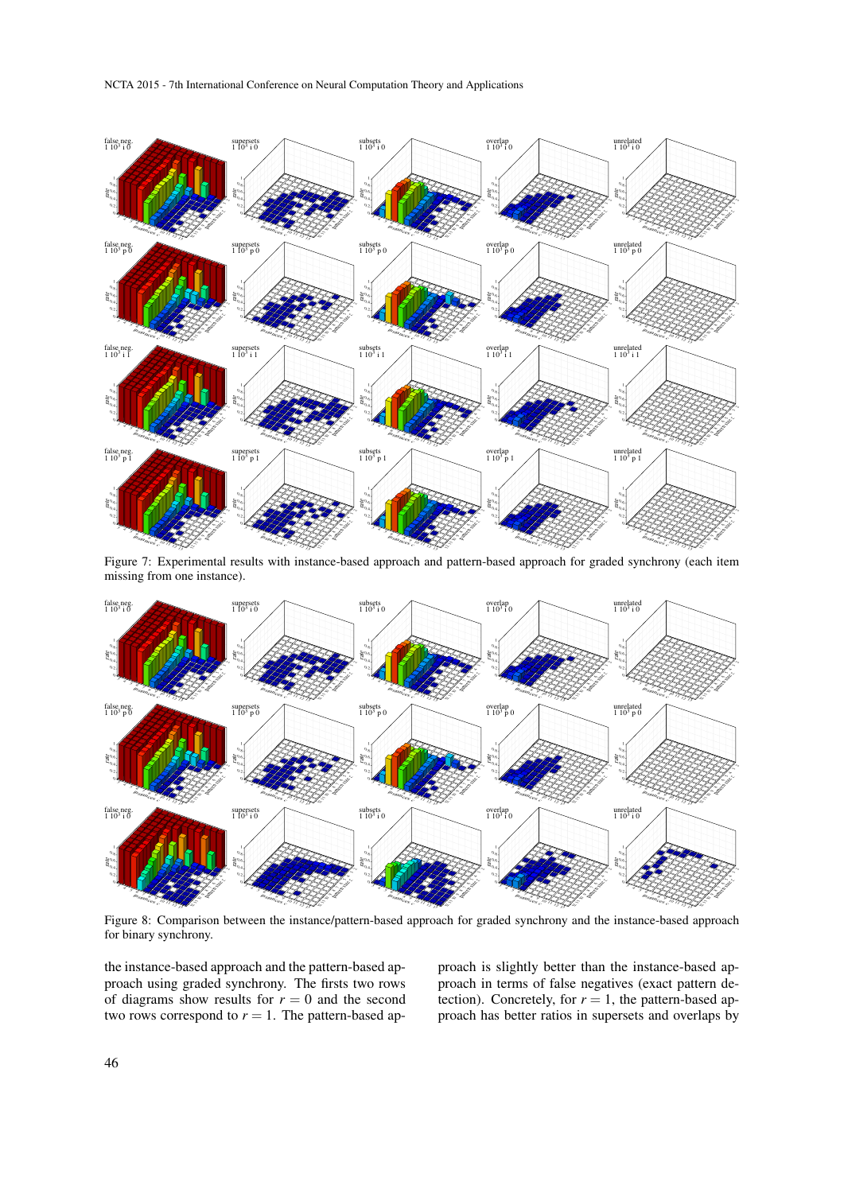Figure 7: Experimental results with instance-based approach and pattern-based approach for graded synchrony (each item missing from one instance).

Figure 8: Comparison between the instance/pattern-based approach for graded synchrony and the instance-based approach for binary synchrony.

the instance-based approach and the pattern-based approach using graded synchrony. The firsts two rows of diagrams show results for $r = 0$ and the second two rows correspond to $r = 1$. The pattern-based approach is slightly better than the instance-based approach in terms of false negatives (exact pattern detection). Concretely, for $r = 1$, the pattern-based approach has better ratios in supersets and overlaps by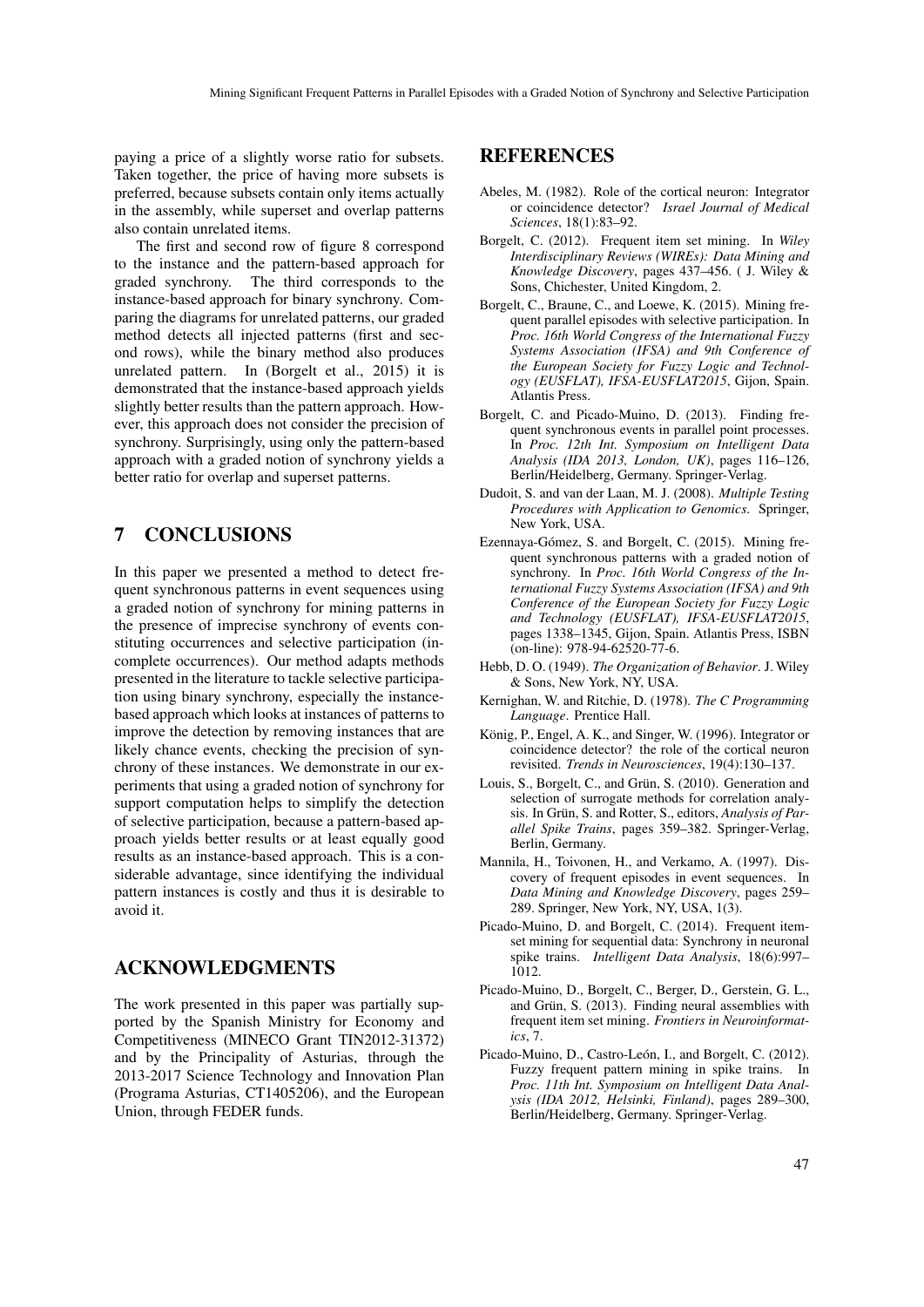paying a price of a slightly worse ratio for subsets. Taken together, the price of having more subsets is preferred, because subsets contain only items actually in the assembly, while superset and overlap patterns also contain unrelated items.

The first and second row of figure 8 correspond to the instance and the pattern-based approach for graded synchrony. The third corresponds to the instance-based approach for binary synchrony. Comparing the diagrams for unrelated patterns, our graded method detects all injected patterns (first and second rows), while the binary method also produces unrelated pattern. In (Borgelt et al., 2015) it is demonstrated that the instance-based approach yields slightly better results than the pattern approach. However, this approach does not consider the precision of synchrony. Surprisingly, using only the pattern-based approach with a graded notion of synchrony yields a better ratio for overlap and superset patterns.

## 7 CONCLUSIONS

In this paper we presented a method to detect frequent synchronous patterns in event sequences using a graded notion of synchrony for mining patterns in the presence of imprecise synchrony of events constituting occurrences and selective participation (incomplete occurrences). Our method adapts methods presented in the literature to tackle selective participation using binary synchrony, especially the instance-based approach which looks at instances of patterns to improve the detection by removing instances that are likely chance events, checking the precision of synchrony of these instances. We demonstrate in our experiments that using a graded notion of synchrony for support computation helps to simplify the detection of selective participation, because a pattern-based approach yields better results or at least equally good results as an instance-based approach. This is a considerable advantage, since identifying the individual pattern instances is costly and thus it is desirable to avoid it.

## ACKNOWLEDGMENTS

The work presented in this paper was partially supported by the Spanish Ministry for Economy and Competitiveness (MINECO Grant TIN2012-31372) and by the Principality of Asturias, through the 2013-2017 Science Technology and Innovation Plan (Programa Asturias, CT1405206), and the European Union, through FEDER funds.

## REFERENCES

Abeles, M. (1982). Role of the cortical neuron: Integrator or coincidence detector? *Israel Journal of Medical Sciences*, 18(1):83–92.

Borgelt, C. (2012). Frequent item set mining. In *Wiley Interdisciplinary Reviews (WIREs): Data Mining and Knowledge Discovery*, pages 437–456. ( J. Wiley & Sons, Chichester, United Kingdom, 2.

Borgelt, C., Braune, C., and Loewe, K. (2015). Mining frequent parallel episodes with selective participation. In *Proc. 16th World Congress of the International Fuzzy Systems Association (IFSA) and 9th Conference of the European Society for Fuzzy Logic and Technology (EUSFLAT), IFSA-EUSFLAT2015*, Gijon, Spain. Atlantis Press.

Borgelt, C. and Picado-Muino, D. (2013). Finding frequent synchronous events in parallel point processes. In *Proc. 12th Int. Symposium on Intelligent Data Analysis (IDA 2013, London, UK)*, pages 116–126, Berlin/Heidelberg, Germany. Springer-Verlag.

Dudoit, S. and van der Laan, M. J. (2008). *Multiple Testing Procedures with Application to Genomics*. Springer, New York, USA.

Ezennaya-Gómez, S. and Borgelt, C. (2015). Mining frequent synchronous patterns with a graded notion of synchrony. In *Proc. 16th World Congress of the International Fuzzy Systems Association (IFSA) and 9th Conference of the European Society for Fuzzy Logic and Technology (EUSFLAT), IFSA-EUSFLAT2015*, pages 1338–1345, Gijon, Spain. Atlantis Press, ISBN (on-line): 978-94-62520-77-6.

Hebb, D. O. (1949). *The Organization of Behavior*. J. Wiley & Sons, New York, NY, USA.

Kernighan, W. and Ritchie, D. (1978). *The C Programming Language*. Prentice Hall.

König, P., Engel, A. K., and Singer, W. (1996). Integrator or coincidence detector? the role of the cortical neuron revisited. *Trends in Neurosciences*, 19(4):130–137.

Louis, S., Borgelt, C., and Grün, S. (2010). Generation and selection of surrogate methods for correlation analysis. In Grün, S. and Rotter, S., editors, *Analysis of Parallel Spike Trains*, pages 359–382. Springer-Verlag, Berlin, Germany.

Mannila, H., Toivonen, H., and Verkamo, A. (1997). Discovery of frequent episodes in event sequences. In *Data Mining and Knowledge Discovery*, pages 259–289. Springer, New York, NY, USA, 1(3).

Picado-Muino, D. and Borgelt, C. (2014). Frequent itemset mining for sequential data: Synchrony in neuronal spike trains. *Intelligent Data Analysis*, 18(6):997–1012.

Picado-Muino, D., Borgelt, C., Berger, D., Gerstein, G. L., and Grün, S. (2013). Finding neural assemblies with frequent item set mining. *Frontiers in Neuroinformatics*, 7.

Picado-Muino, D., Castro-León, I., and Borgelt, C. (2012). Fuzzy frequent pattern mining in spike trains. In *Proc. 11th Int. Symposium on Intelligent Data Analysis (IDA 2012, Helsinki, Finland)*, pages 289–300, Berlin/Heidelberg, Germany. Springer-Verlag.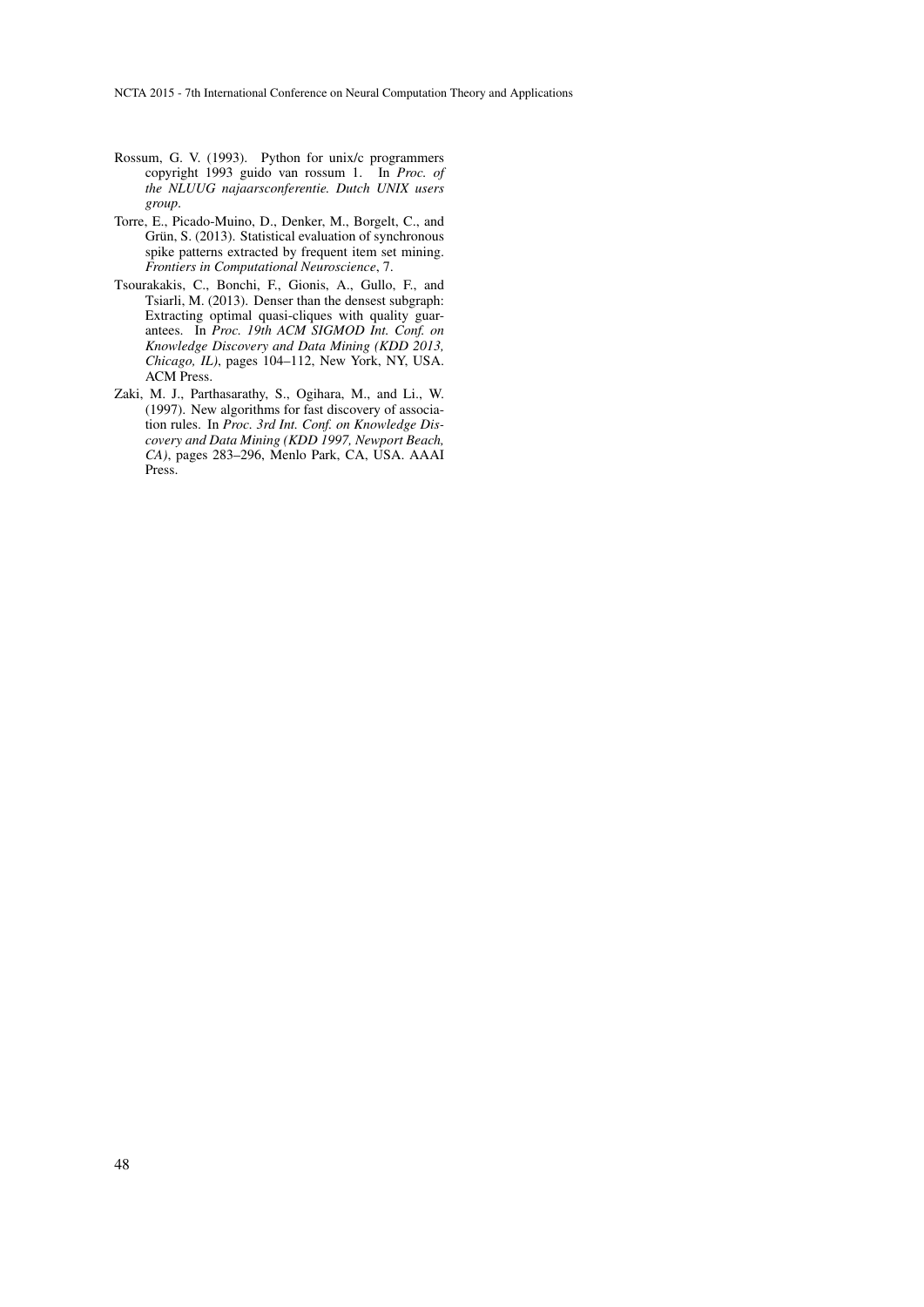Rossum, G. V. (1993). Python for unix/c programmers copyright 1993 guido van rossum 1. In *Proc. of the NLUUG najaarsconferentie. Dutch UNIX users group*.

Torre, E., Picado-Muino, D., Denker, M., Borgelt, C., and Grün, S. (2013). Statistical evaluation of synchronous spike patterns extracted by frequent item set mining. *Frontiers in Computational Neuroscience*, 7.

Tsourakakis, C., Bonchi, F., Gionis, A., Gullo, F., and Tsiarli, M. (2013). Denser than the densest subgraph: Extracting optimal quasi-cliques with quality guarantees. In *Proc. 19th ACM SIGMOD Int. Conf. on Knowledge Discovery and Data Mining (KDD 2013, Chicago, IL)*, pages 104–112, New York, NY, USA. ACM Press.

Zaki, M. J., Parthasarathy, S., Ogihara, M., and Li., W. (1997). New algorithms for fast discovery of association rules. In *Proc. 3rd Int. Conf. on Knowledge Discovery and Data Mining (KDD 1997, Newport Beach, CA)*, pages 283–296, Menlo Park, CA, USA. AAAI Press.